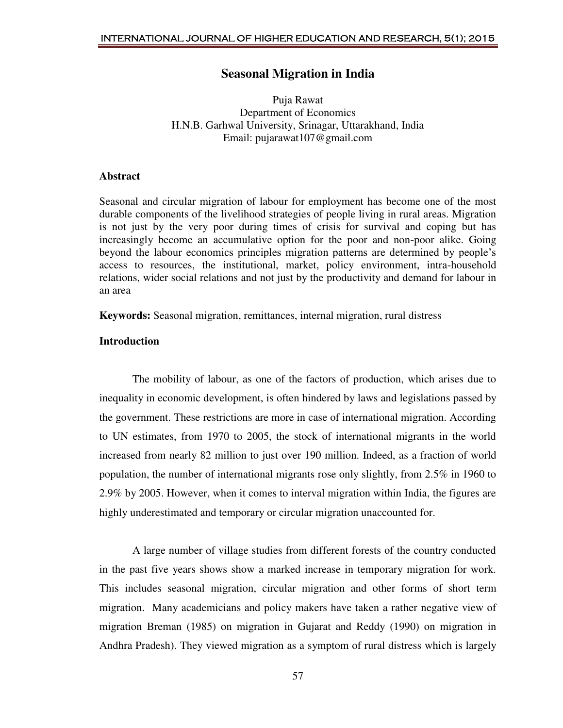# Seasonal Migration in India

Puja Rawat
Department of Economics
H.N.B. Garhwal University, Srinagar, Uttarakhand, India
Email: pujarawat107@gmail.com

## Abstract

Seasonal and circular migration of labour for employment has become one of the most durable components of the livelihood strategies of people living in rural areas. Migration is not just by the very poor during times of crisis for survival and coping but has increasingly become an accumulative option for the poor and non-poor alike. Going beyond the labour economics principles migration patterns are determined by people's access to resources, the institutional, market, policy environment, intra-household relations, wider social relations and not just by the productivity and demand for labour in an area

**Keywords:** Seasonal migration, remittances, internal migration, rural distress

## Introduction

The mobility of labour, as one of the factors of production, which arises due to inequality in economic development, is often hindered by laws and legislations passed by the government. These restrictions are more in case of international migration. According to UN estimates, from 1970 to 2005, the stock of international migrants in the world increased from nearly 82 million to just over 190 million. Indeed, as a fraction of world population, the number of international migrants rose only slightly, from 2.5% in 1960 to 2.9% by 2005. However, when it comes to interval migration within India, the figures are highly underestimated and temporary or circular migration unaccounted for.

A large number of village studies from different forests of the country conducted in the past five years shows show a marked increase in temporary migration for work. This includes seasonal migration, circular migration and other forms of short term migration. Many academicians and policy makers have taken a rather negative view of migration Breman (1985) on migration in Gujarat and Reddy (1990) on migration in Andhra Pradesh). They viewed migration as a symptom of rural distress which is largely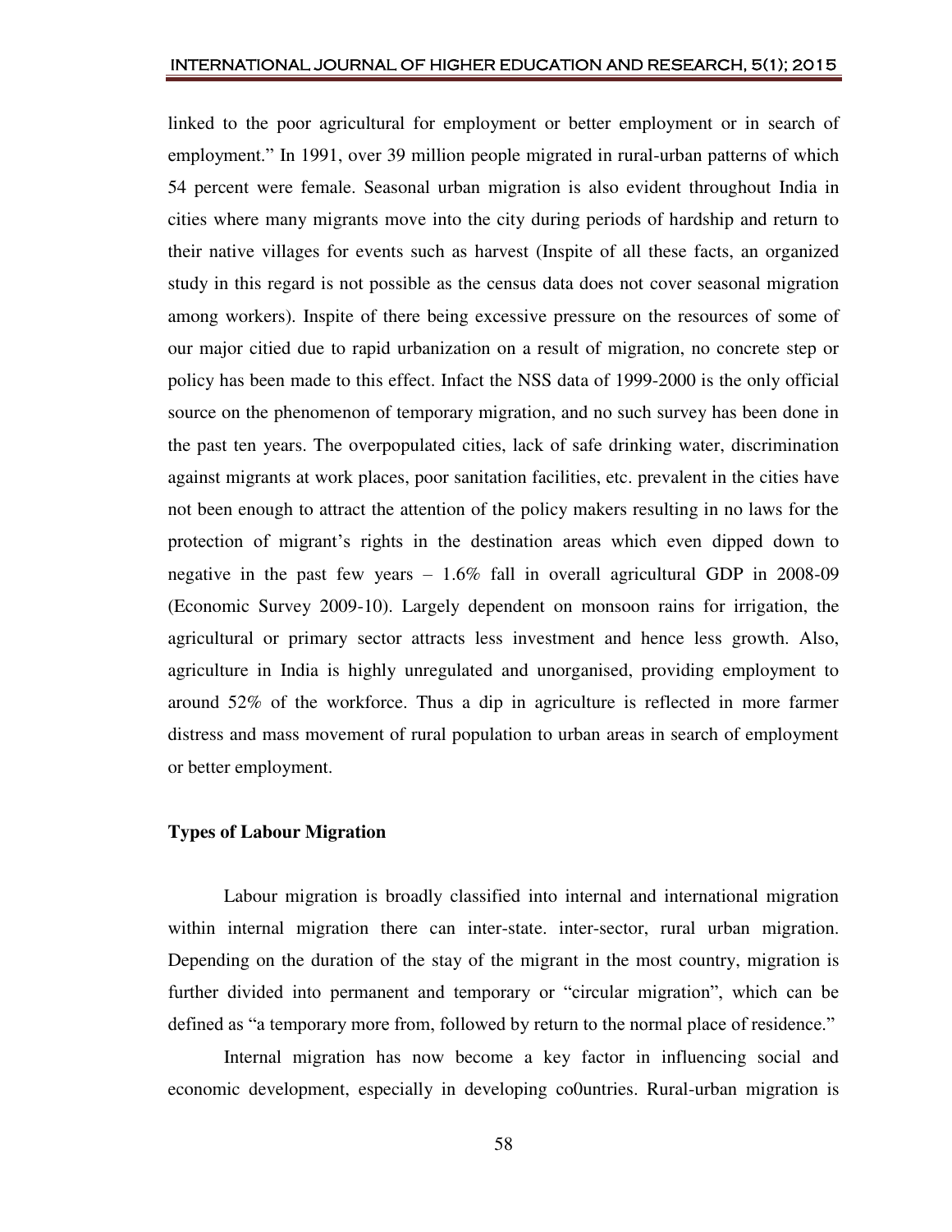linked to the poor agricultural for employment or better employment or in search of employment." In 1991, over 39 million people migrated in rural-urban patterns of which 54 percent were female. Seasonal urban migration is also evident throughout India in cities where many migrants move into the city during periods of hardship and return to their native villages for events such as harvest (Inspite of all these facts, an organized study in this regard is not possible as the census data does not cover seasonal migration among workers). Inspite of there being excessive pressure on the resources of some of our major citied due to rapid urbanization on a result of migration, no concrete step or policy has been made to this effect. Infact the NSS data of 1999-2000 is the only official source on the phenomenon of temporary migration, and no such survey has been done in the past ten years. The overpopulated cities, lack of safe drinking water, discrimination against migrants at work places, poor sanitation facilities, etc. prevalent in the cities have not been enough to attract the attention of the policy makers resulting in no laws for the protection of migrant's rights in the destination areas which even dipped down to negative in the past few years – 1.6% fall in overall agricultural GDP in 2008-09 (Economic Survey 2009-10). Largely dependent on monsoon rains for irrigation, the agricultural or primary sector attracts less investment and hence less growth. Also, agriculture in India is highly unregulated and unorganised, providing employment to around 52% of the workforce. Thus a dip in agriculture is reflected in more farmer distress and mass movement of rural population to urban areas in search of employment or better employment.

**Types of Labour Migration**

Labour migration is broadly classified into internal and international migration within internal migration there can inter-state. inter-sector, rural urban migration. Depending on the duration of the stay of the migrant in the most country, migration is further divided into permanent and temporary or "circular migration", which can be defined as "a temporary more from, followed by return to the normal place of residence."

Internal migration has now become a key factor in influencing social and economic development, especially in developing co0untries. Rural-urban migration is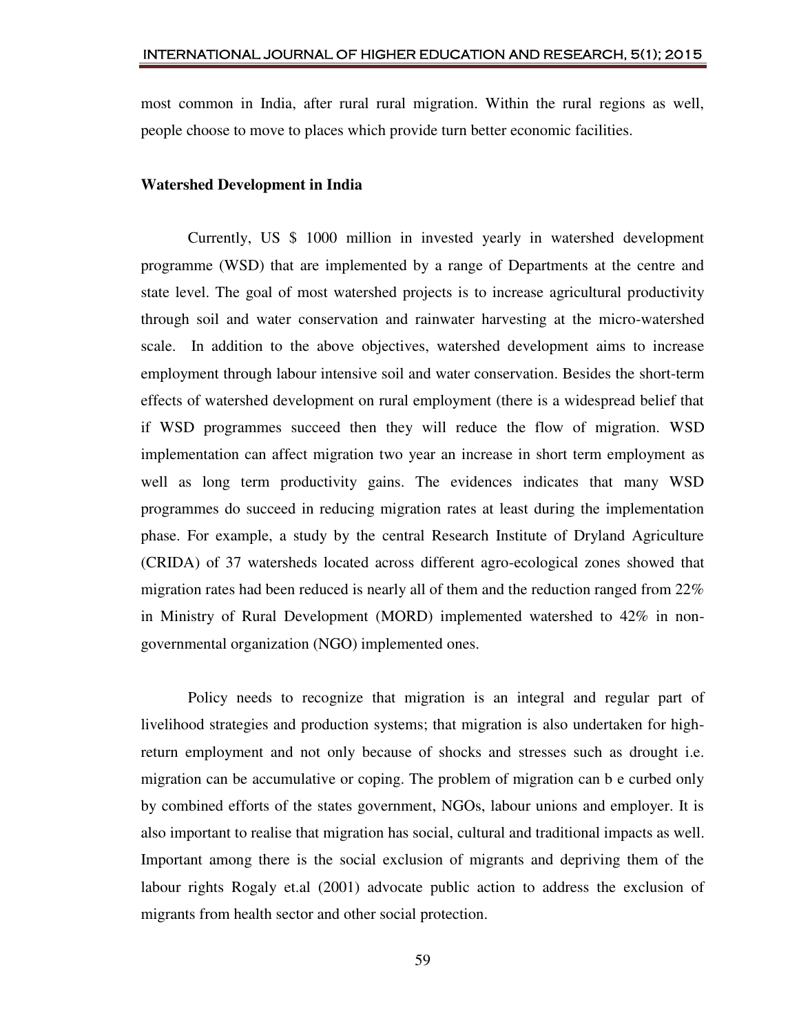most common in India, after rural rural migration. Within the rural regions as well, people choose to move to places which provide turn better economic facilities.

**Watershed Development in India**

Currently, US $ 1000 million in invested yearly in watershed development programme (WSD) that are implemented by a range of Departments at the centre and state level. The goal of most watershed projects is to increase agricultural productivity through soil and water conservation and rainwater harvesting at the micro-watershed scale. In addition to the above objectives, watershed development aims to increase employment through labour intensive soil and water conservation. Besides the short-term effects of watershed development on rural employment (there is a widespread belief that if WSD programmes succeed then they will reduce the flow of migration. WSD implementation can affect migration two year an increase in short term employment as well as long term productivity gains. The evidences indicates that many WSD programmes do succeed in reducing migration rates at least during the implementation phase. For example, a study by the central Research Institute of Dryland Agriculture (CRIDA) of 37 watersheds located across different agro-ecological zones showed that migration rates had been reduced is nearly all of them and the reduction ranged from 22% in Ministry of Rural Development (MORD) implemented watershed to 42% in non-governmental organization (NGO) implemented ones.

Policy needs to recognize that migration is an integral and regular part of livelihood strategies and production systems; that migration is also undertaken for high-return employment and not only because of shocks and stresses such as drought i.e. migration can be accumulative or coping. The problem of migration can b e curbed only by combined efforts of the states government, NGOs, labour unions and employer. It is also important to realise that migration has social, cultural and traditional impacts as well. Important among there is the social exclusion of migrants and depriving them of the labour rights Rogaly et.al (2001) advocate public action to address the exclusion of migrants from health sector and other social protection.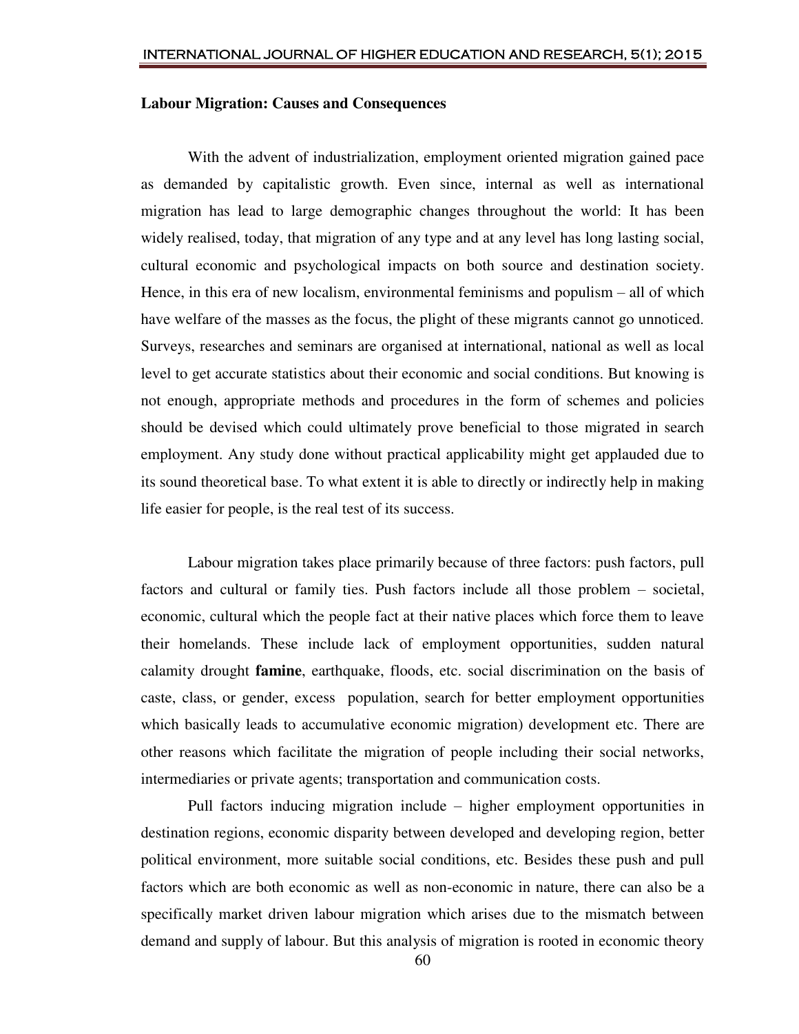**Labour Migration: Causes and Consequences**

With the advent of industrialization, employment oriented migration gained pace as demanded by capitalistic growth. Even since, internal as well as international migration has lead to large demographic changes throughout the world: It has been widely realised, today, that migration of any type and at any level has long lasting social, cultural economic and psychological impacts on both source and destination society. Hence, in this era of new localism, environmental feminisms and populism – all of which have welfare of the masses as the focus, the plight of these migrants cannot go unnoticed. Surveys, researches and seminars are organised at international, national as well as local level to get accurate statistics about their economic and social conditions. But knowing is not enough, appropriate methods and procedures in the form of schemes and policies should be devised which could ultimately prove beneficial to those migrated in search employment. Any study done without practical applicability might get applauded due to its sound theoretical base. To what extent it is able to directly or indirectly help in making life easier for people, is the real test of its success.

Labour migration takes place primarily because of three factors: push factors, pull factors and cultural or family ties. Push factors include all those problem – societal, economic, cultural which the people fact at their native places which force them to leave their homelands. These include lack of employment opportunities, sudden natural calamity drought **famine**, earthquake, floods, etc. social discrimination on the basis of caste, class, or gender, excess population, search for better employment opportunities which basically leads to accumulative economic migration) development etc. There are other reasons which facilitate the migration of people including their social networks, intermediaries or private agents; transportation and communication costs.

Pull factors inducing migration include – higher employment opportunities in destination regions, economic disparity between developed and developing region, better political environment, more suitable social conditions, etc. Besides these push and pull factors which are both economic as well as non-economic in nature, there can also be a specifically market driven labour migration which arises due to the mismatch between demand and supply of labour. But this analysis of migration is rooted in economic theory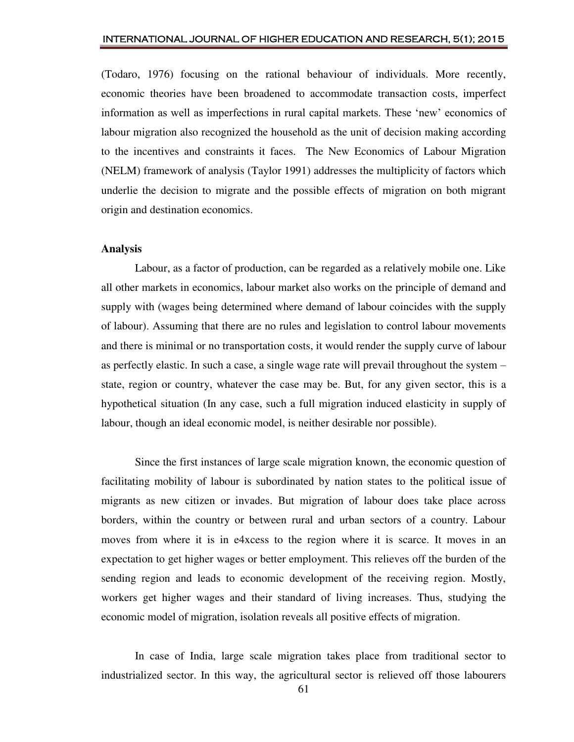(Todaro, 1976) focusing on the rational behaviour of individuals. More recently, economic theories have been broadened to accommodate transaction costs, imperfect information as well as imperfections in rural capital markets. These 'new' economics of labour migration also recognized the household as the unit of decision making according to the incentives and constraints it faces. The New Economics of Labour Migration (NELM) framework of analysis (Taylor 1991) addresses the multiplicity of factors which underlie the decision to migrate and the possible effects of migration on both migrant origin and destination economics.

**Analysis**

Labour, as a factor of production, can be regarded as a relatively mobile one. Like all other markets in economics, labour market also works on the principle of demand and supply with (wages being determined where demand of labour coincides with the supply of labour). Assuming that there are no rules and legislation to control labour movements and there is minimal or no transportation costs, it would render the supply curve of labour as perfectly elastic. In such a case, a single wage rate will prevail throughout the system – state, region or country, whatever the case may be. But, for any given sector, this is a hypothetical situation (In any case, such a full migration induced elasticity in supply of labour, though an ideal economic model, is neither desirable nor possible).

Since the first instances of large scale migration known, the economic question of facilitating mobility of labour is subordinated by nation states to the political issue of migrants as new citizen or invades. But migration of labour does take place across borders, within the country or between rural and urban sectors of a country. Labour moves from where it is in e4xcess to the region where it is scarce. It moves in an expectation to get higher wages or better employment. This relieves off the burden of the sending region and leads to economic development of the receiving region. Mostly, workers get higher wages and their standard of living increases. Thus, studying the economic model of migration, isolation reveals all positive effects of migration.

In case of India, large scale migration takes place from traditional sector to industrialized sector. In this way, the agricultural sector is relieved off those labourers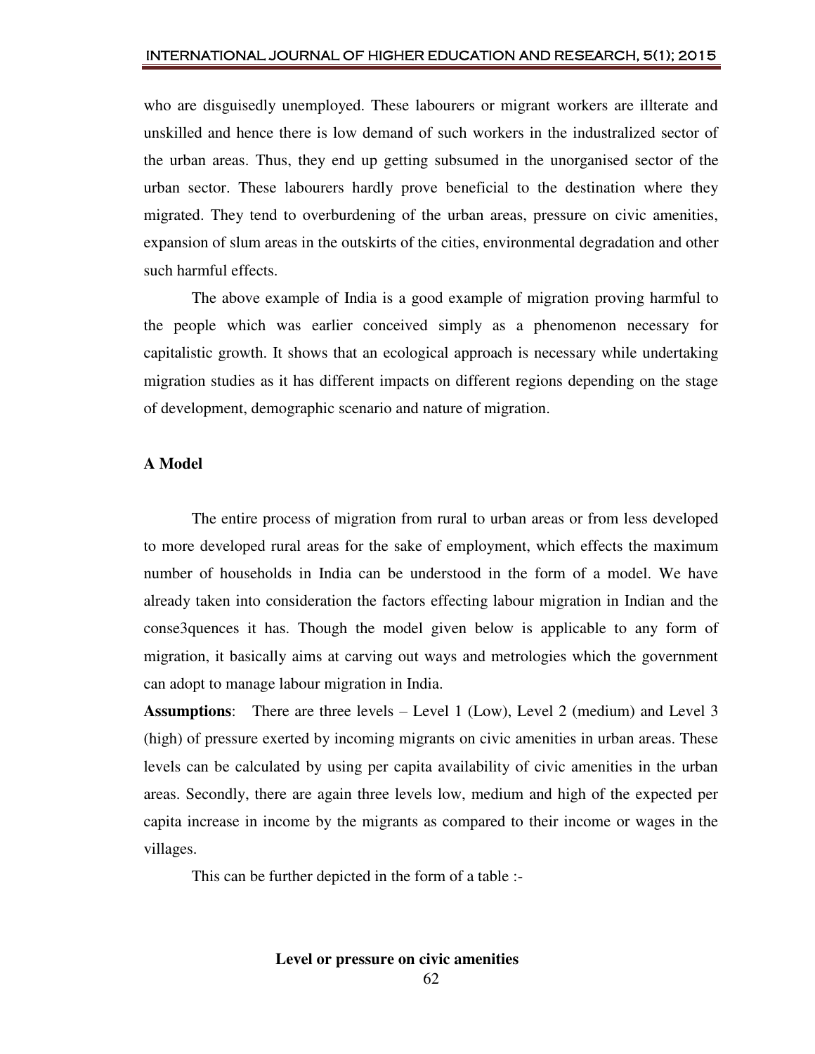who are disguisedly unemployed. These labourers or migrant workers are illterate and unskilled and hence there is low demand of such workers in the industralized sector of the urban areas. Thus, they end up getting subsumed in the unorganised sector of the urban sector. These labourers hardly prove beneficial to the destination where they migrated. They tend to overburdening of the urban areas, pressure on civic amenities, expansion of slum areas in the outskirts of the cities, environmental degradation and other such harmful effects.

The above example of India is a good example of migration proving harmful to the people which was earlier conceived simply as a phenomenon necessary for capitalistic growth. It shows that an ecological approach is necessary while undertaking migration studies as it has different impacts on different regions depending on the stage of development, demographic scenario and nature of migration.

### A Model

The entire process of migration from rural to urban areas or from less developed to more developed rural areas for the sake of employment, which effects the maximum number of households in India can be understood in the form of a model. We have already taken into consideration the factors effecting labour migration in Indian and the conse3quences it has. Though the model given below is applicable to any form of migration, it basically aims at carving out ways and metrologies which the government can adopt to manage labour migration in India.

**Assumptions**: There are three levels – Level 1 (Low), Level 2 (medium) and Level 3 (high) of pressure exerted by incoming migrants on civic amenities in urban areas. These levels can be calculated by using per capita availability of civic amenities in the urban areas. Secondly, there are again three levels low, medium and high of the expected per capita increase in income by the migrants as compared to their income or wages in the villages.

This can be further depicted in the form of a table :-

**Level or pressure on civic amenities**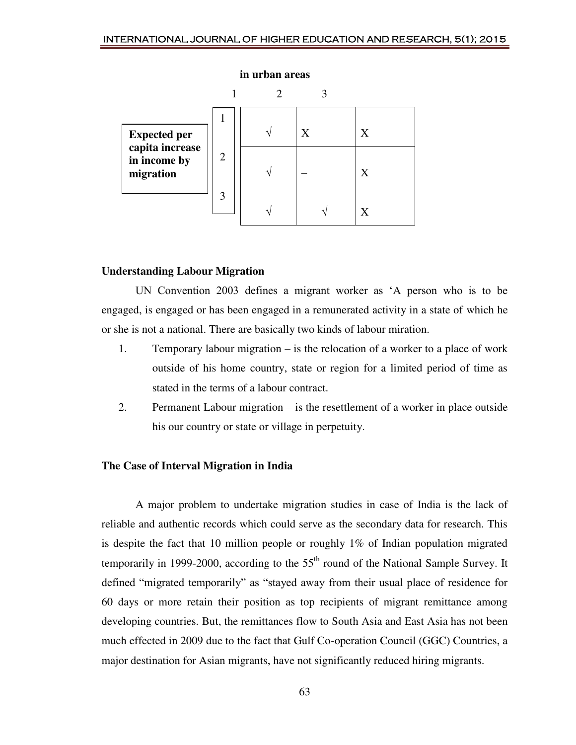**in urban areas**

| Expected per capita increase in income by migration | 1 | 2 | 3 |
|---|---|---|---|
| 1 | √ | X | X |
| 2 | √ | – | X |
| 3 | √ | √ | X |

**Understanding Labour Migration**

UN Convention 2003 defines a migrant worker as 'A person who is to be engaged, is engaged or has been engaged in a remunerated activity in a state of which he or she is not a national. There are basically two kinds of labour miration.

1. Temporary labour migration – is the relocation of a worker to a place of work outside of his home country, state or region for a limited period of time as stated in the terms of a labour contract.
2. Permanent Labour migration – is the resettlement of a worker in place outside his our country or state or village in perpetuity.

**The Case of Interval Migration in India**

A major problem to undertake migration studies in case of India is the lack of reliable and authentic records which could serve as the secondary data for research. This is despite the fact that 10 million people or roughly 1% of Indian population migrated temporarily in 1999-2000, according to the 55th round of the National Sample Survey. It defined "migrated temporarily" as "stayed away from their usual place of residence for 60 days or more retain their position as top recipients of migrant remittance among developing countries. But, the remittances flow to South Asia and East Asia has not been much effected in 2009 due to the fact that Gulf Co-operation Council (GGC) Countries, a major destination for Asian migrants, have not significantly reduced hiring migrants.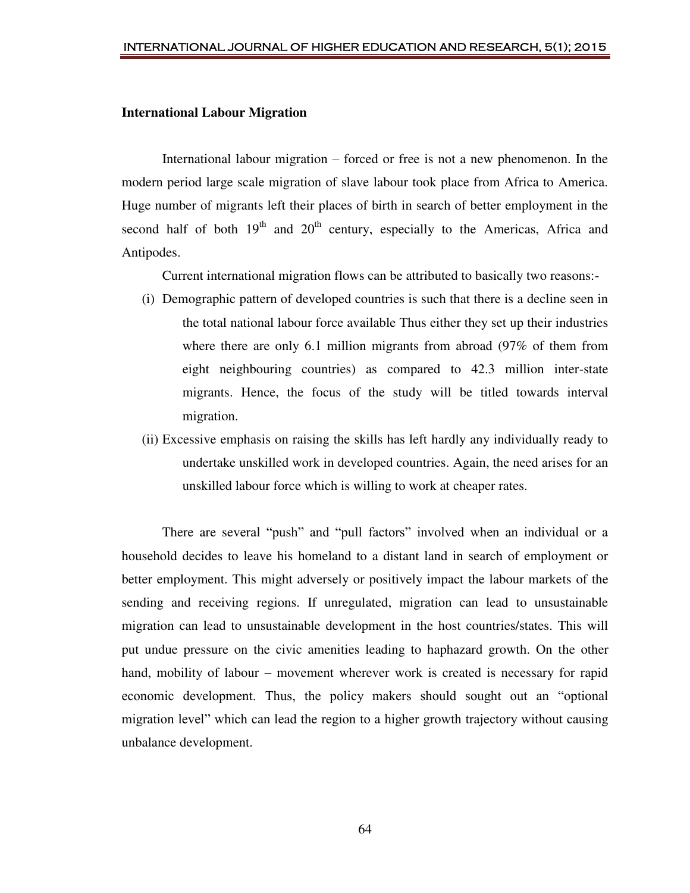**International Labour Migration**

International labour migration – forced or free is not a new phenomenon. In the modern period large scale migration of slave labour took place from Africa to America. Huge number of migrants left their places of birth in search of better employment in the second half of both $19^{th}$ and $20^{th}$ century, especially to the Americas, Africa and Antipodes.

Current international migration flows can be attributed to basically two reasons:-

(i) Demographic pattern of developed countries is such that there is a decline seen in the total national labour force available Thus either they set up their industries where there are only 6.1 million migrants from abroad (97% of them from eight neighbouring countries) as compared to 42.3 million inter-state migrants. Hence, the focus of the study will be titled towards interval migration.

(ii) Excessive emphasis on raising the skills has left hardly any individually ready to undertake unskilled work in developed countries. Again, the need arises for an unskilled labour force which is willing to work at cheaper rates.

There are several "push" and "pull factors" involved when an individual or a household decides to leave his homeland to a distant land in search of employment or better employment. This might adversely or positively impact the labour markets of the sending and receiving regions. If unregulated, migration can lead to unsustainable migration can lead to unsustainable development in the host countries/states. This will put undue pressure on the civic amenities leading to haphazard growth. On the other hand, mobility of labour – movement wherever work is created is necessary for rapid economic development. Thus, the policy makers should sought out an "optional migration level" which can lead the region to a higher growth trajectory without causing unbalance development.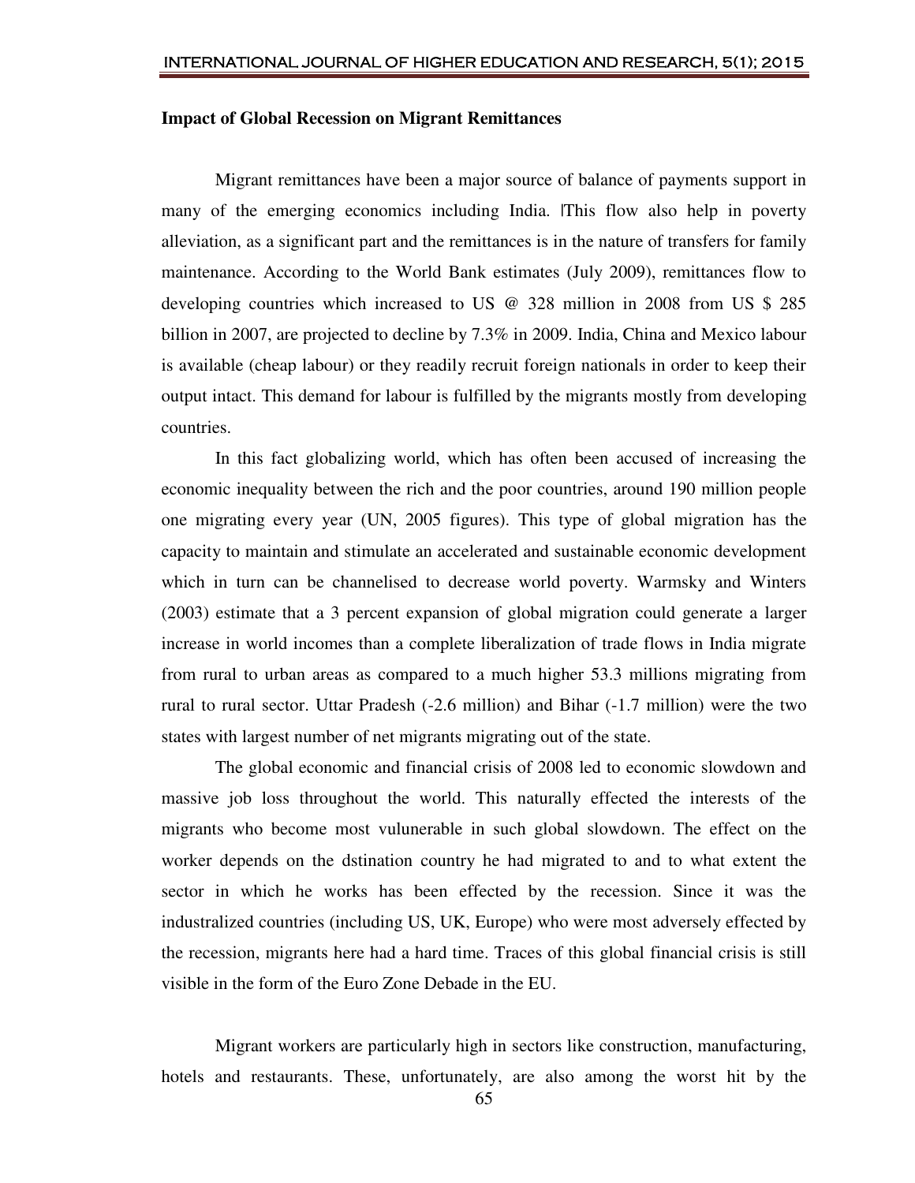**Impact of Global Recession on Migrant Remittances**

Migrant remittances have been a major source of balance of payments support in many of the emerging economics including India. |This flow also help in poverty alleviation, as a significant part and the remittances is in the nature of transfers for family maintenance. According to the World Bank estimates (July 2009), remittances flow to developing countries which increased to US @ 328 million in 2008 from US $ 285 billion in 2007, are projected to decline by 7.3% in 2009. India, China and Mexico labour is available (cheap labour) or they readily recruit foreign nationals in order to keep their output intact. This demand for labour is fulfilled by the migrants mostly from developing countries.

In this fact globalizing world, which has often been accused of increasing the economic inequality between the rich and the poor countries, around 190 million people one migrating every year (UN, 2005 figures). This type of global migration has the capacity to maintain and stimulate an accelerated and sustainable economic development which in turn can be channelised to decrease world poverty. Warmsky and Winters (2003) estimate that a 3 percent expansion of global migration could generate a larger increase in world incomes than a complete liberalization of trade flows in India migrate from rural to urban areas as compared to a much higher 53.3 millions migrating from rural to rural sector. Uttar Pradesh (-2.6 million) and Bihar (-1.7 million) were the two states with largest number of net migrants migrating out of the state.

The global economic and financial crisis of 2008 led to economic slowdown and massive job loss throughout the world. This naturally effected the interests of the migrants who become most vulunerable in such global slowdown. The effect on the worker depends on the dstination country he had migrated to and to what extent the sector in which he works has been effected by the recession. Since it was the industralized countries (including US, UK, Europe) who were most adversely effected by the recession, migrants here had a hard time. Traces of this global financial crisis is still visible in the form of the Euro Zone Debade in the EU.

Migrant workers are particularly high in sectors like construction, manufacturing, hotels and restaurants. These, unfortunately, are also among the worst hit by the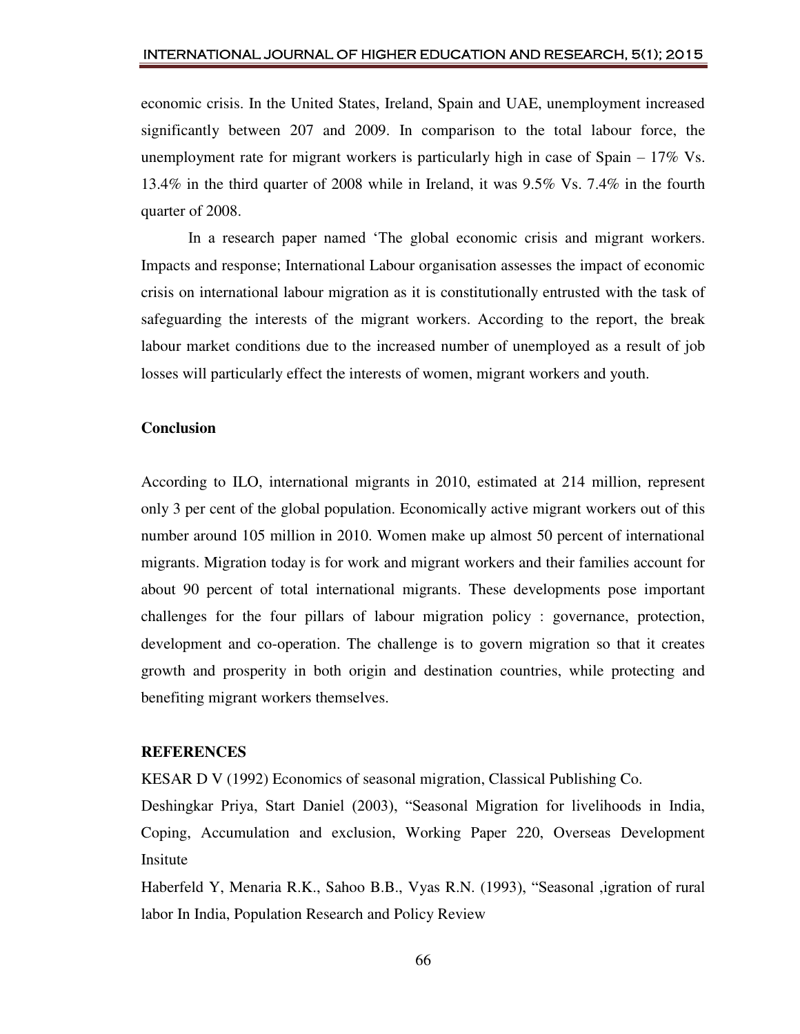economic crisis. In the United States, Ireland, Spain and UAE, unemployment increased significantly between 207 and 2009. In comparison to the total labour force, the unemployment rate for migrant workers is particularly high in case of Spain – 17% Vs. 13.4% in the third quarter of 2008 while in Ireland, it was 9.5% Vs. 7.4% in the fourth quarter of 2008.

In a research paper named 'The global economic crisis and migrant workers. Impacts and response; International Labour organisation assesses the impact of economic crisis on international labour migration as it is constitutionally entrusted with the task of safeguarding the interests of the migrant workers. According to the report, the break labour market conditions due to the increased number of unemployed as a result of job losses will particularly effect the interests of women, migrant workers and youth.

## Conclusion

According to ILO, international migrants in 2010, estimated at 214 million, represent only 3 per cent of the global population. Economically active migrant workers out of this number around 105 million in 2010. Women make up almost 50 percent of international migrants. Migration today is for work and migrant workers and their families account for about 90 percent of total international migrants. These developments pose important challenges for the four pillars of labour migration policy : governance, protection, development and co-operation. The challenge is to govern migration so that it creates growth and prosperity in both origin and destination countries, while protecting and benefiting migrant workers themselves.

## REFERENCES

KESAR D V (1992) Economics of seasonal migration, Classical Publishing Co.

Deshingkar Priya, Start Daniel (2003), "Seasonal Migration for livelihoods in India, Coping, Accumulation and exclusion, Working Paper 220, Overseas Development Insitute

Haberfeld Y, Menaria R.K., Sahoo B.B., Vyas R.N. (1993), "Seasonal ,igration of rural labor In India, Population Research and Policy Review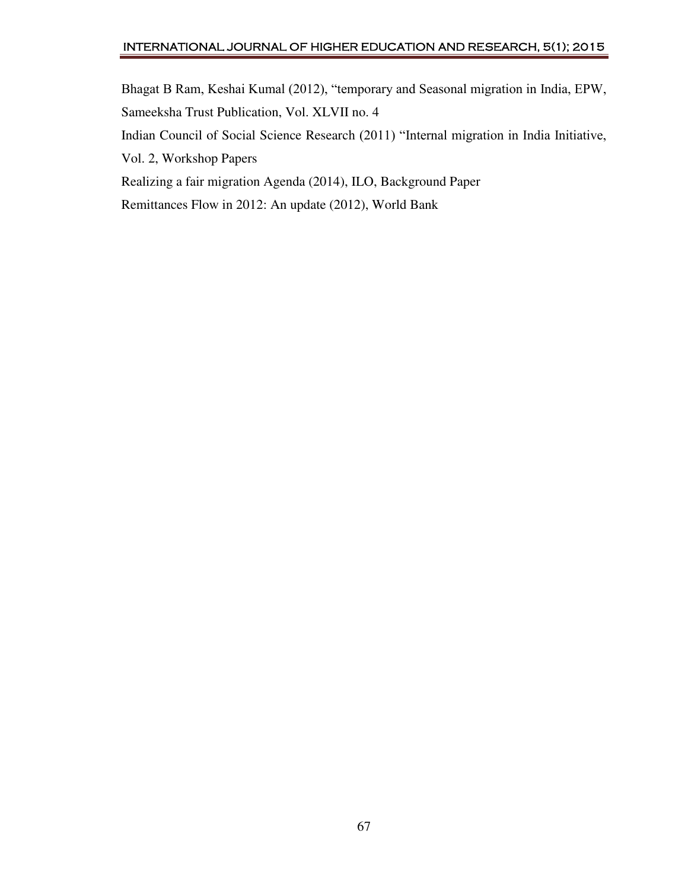Bhagat B Ram, Keshai Kumal (2012), “temporary and Seasonal migration in India, EPW, Sameeksha Trust Publication, Vol. XLVII no. 4

Indian Council of Social Science Research (2011) “Internal migration in India Initiative, Vol. 2, Workshop Papers

Realizing a fair migration Agenda (2014), ILO, Background Paper

Remittances Flow in 2012: An update (2012), World Bank